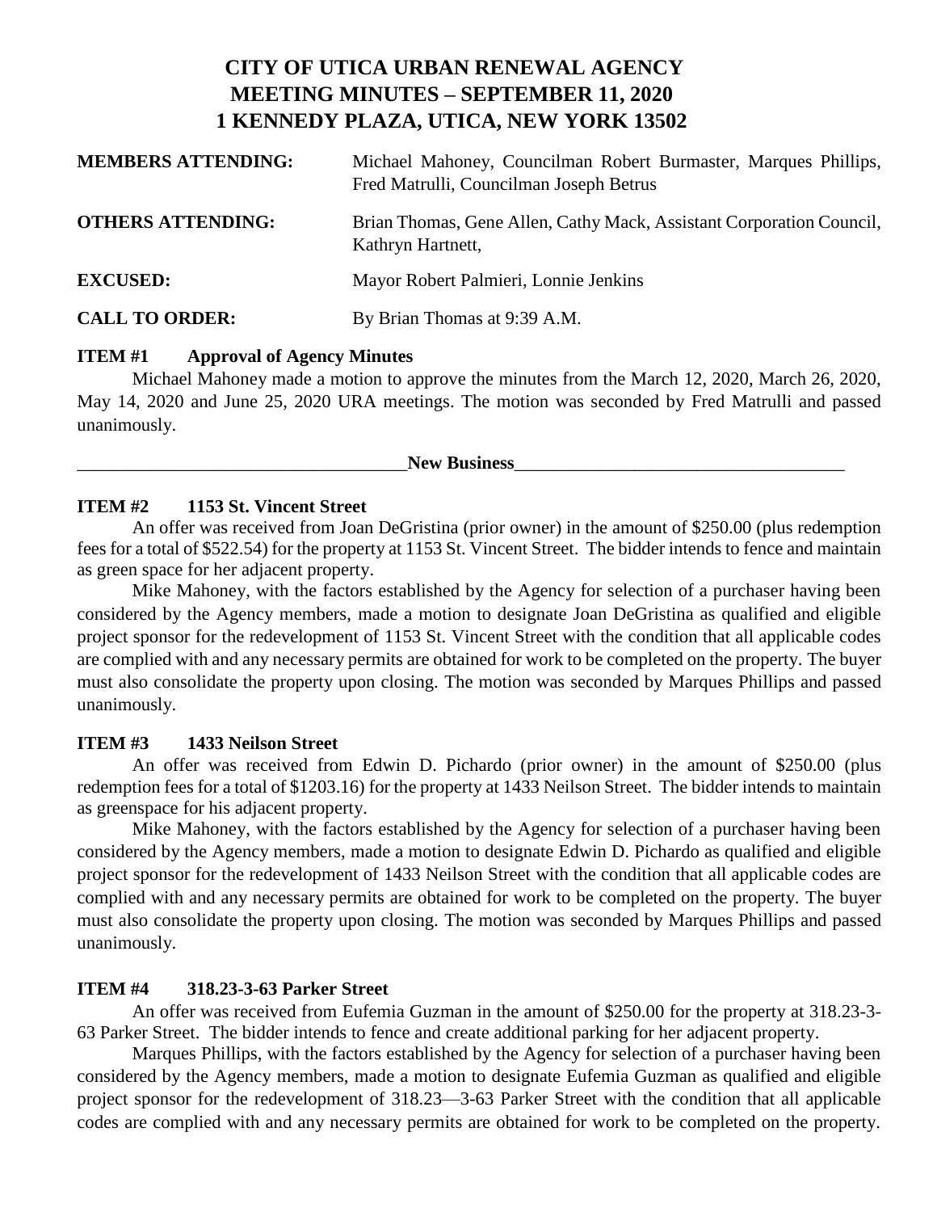# CITY OF UTICA URBAN RENEWAL AGENCY
# MEETING MINUTES – SEPTEMBER 11, 2020
# 1 KENNEDY PLAZA, UTICA, NEW YORK 13502

**MEMBERS ATTENDING:** Michael Mahoney, Councilman Robert Burmaster, Marques Phillips, Fred Matrulli, Councilman Joseph Betrus

**OTHERS ATTENDING:** Brian Thomas, Gene Allen, Cathy Mack, Assistant Corporation Council, Kathryn Hartnett,

**EXCUSED:** Mayor Robert Palmieri, Lonnie Jenkins

**CALL TO ORDER:** By Brian Thomas at 9:39 A.M.

**ITEM #1 Approval of Agency Minutes**

Michael Mahoney made a motion to approve the minutes from the March 12, 2020, March 26, 2020, May 14, 2020 and June 25, 2020 URA meetings. The motion was seconded by Fred Matrulli and passed unanimously.

**New Business**

**ITEM #2 1153 St. Vincent Street**

An offer was received from Joan DeGristina (prior owner) in the amount of $250.00 (plus redemption fees for a total of $522.54) for the property at 1153 St. Vincent Street. The bidder intends to fence and maintain as green space for her adjacent property.

Mike Mahoney, with the factors established by the Agency for selection of a purchaser having been considered by the Agency members, made a motion to designate Joan DeGristina as qualified and eligible project sponsor for the redevelopment of 1153 St. Vincent Street with the condition that all applicable codes are complied with and any necessary permits are obtained for work to be completed on the property. The buyer must also consolidate the property upon closing. The motion was seconded by Marques Phillips and passed unanimously.

**ITEM #3 1433 Neilson Street**

An offer was received from Edwin D. Pichardo (prior owner) in the amount of $250.00 (plus redemption fees for a total of $1203.16) for the property at 1433 Neilson Street. The bidder intends to maintain as greenspace for his adjacent property.

Mike Mahoney, with the factors established by the Agency for selection of a purchaser having been considered by the Agency members, made a motion to designate Edwin D. Pichardo as qualified and eligible project sponsor for the redevelopment of 1433 Neilson Street with the condition that all applicable codes are complied with and any necessary permits are obtained for work to be completed on the property. The buyer must also consolidate the property upon closing. The motion was seconded by Marques Phillips and passed unanimously.

**ITEM #4 318.23-3-63 Parker Street**

An offer was received from Eufemia Guzman in the amount of $250.00 for the property at 318.23-3-63 Parker Street. The bidder intends to fence and create additional parking for her adjacent property.

Marques Phillips, with the factors established by the Agency for selection of a purchaser having been considered by the Agency members, made a motion to designate Eufemia Guzman as qualified and eligible project sponsor for the redevelopment of 318.23—3-63 Parker Street with the condition that all applicable codes are complied with and any necessary permits are obtained for work to be completed on the property.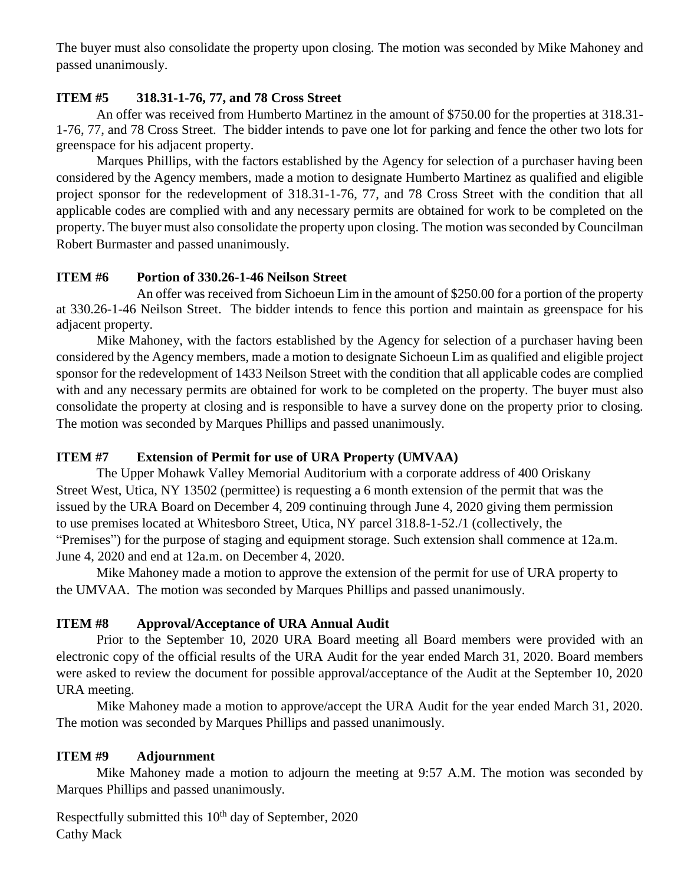The buyer must also consolidate the property upon closing. The motion was seconded by Mike Mahoney and passed unanimously.

**ITEM #5 318.31-1-76, 77, and 78 Cross Street**

An offer was received from Humberto Martinez in the amount of $750.00 for the properties at 318.31-1-76, 77, and 78 Cross Street. The bidder intends to pave one lot for parking and fence the other two lots for greenspace for his adjacent property.

Marques Phillips, with the factors established by the Agency for selection of a purchaser having been considered by the Agency members, made a motion to designate Humberto Martinez as qualified and eligible project sponsor for the redevelopment of 318.31-1-76, 77, and 78 Cross Street with the condition that all applicable codes are complied with and any necessary permits are obtained for work to be completed on the property. The buyer must also consolidate the property upon closing. The motion was seconded by Councilman Robert Burmaster and passed unanimously.

**ITEM #6 Portion of 330.26-1-46 Neilson Street**

An offer was received from Sichoeun Lim in the amount of $250.00 for a portion of the property at 330.26-1-46 Neilson Street. The bidder intends to fence this portion and maintain as greenspace for his adjacent property.

Mike Mahoney, with the factors established by the Agency for selection of a purchaser having been considered by the Agency members, made a motion to designate Sichoeun Lim as qualified and eligible project sponsor for the redevelopment of 1433 Neilson Street with the condition that all applicable codes are complied with and any necessary permits are obtained for work to be completed on the property. The buyer must also consolidate the property at closing and is responsible to have a survey done on the property prior to closing. The motion was seconded by Marques Phillips and passed unanimously.

**ITEM #7 Extension of Permit for use of URA Property (UMVAA)**

The Upper Mohawk Valley Memorial Auditorium with a corporate address of 400 Oriskany Street West, Utica, NY 13502 (permittee) is requesting a 6 month extension of the permit that was the issued by the URA Board on December 4, 209 continuing through June 4, 2020 giving them permission to use premises located at Whitesboro Street, Utica, NY parcel 318.8-1-52./1 (collectively, the "Premises") for the purpose of staging and equipment storage. Such extension shall commence at 12a.m. June 4, 2020 and end at 12a.m. on December 4, 2020.

Mike Mahoney made a motion to approve the extension of the permit for use of URA property to the UMVAA. The motion was seconded by Marques Phillips and passed unanimously.

**ITEM #8 Approval/Acceptance of URA Annual Audit**

Prior to the September 10, 2020 URA Board meeting all Board members were provided with an electronic copy of the official results of the URA Audit for the year ended March 31, 2020. Board members were asked to review the document for possible approval/acceptance of the Audit at the September 10, 2020 URA meeting.

Mike Mahoney made a motion to approve/accept the URA Audit for the year ended March 31, 2020. The motion was seconded by Marques Phillips and passed unanimously.

**ITEM #9 Adjournment**

Mike Mahoney made a motion to adjourn the meeting at 9:57 A.M. The motion was seconded by Marques Phillips and passed unanimously.

Respectfully submitted this 10th day of September, 2020
Cathy Mack